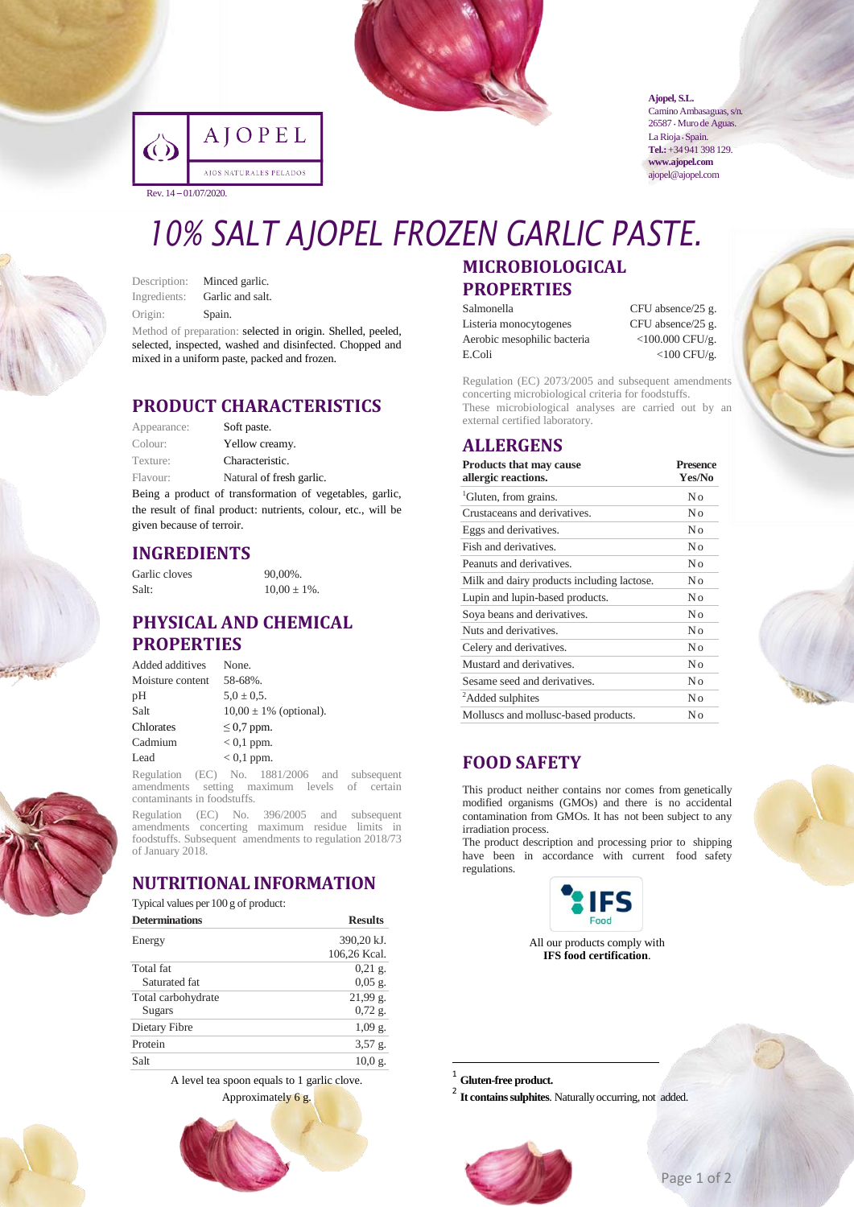AJOPEL

AJOS NATURALES PELADOS

Rev. 14 – 01/07/2020.

**Ajopel, S.L.**
Camino Ambasaguas, s/n.
26587 · Muro de Aguas.
La Rioja · Spain.
**Tel.:** +34 941 398 129.
**www.ajopel.com**
ajopel@ajopel.com

# 10% SALT AJOPEL FROZEN GARLIC PASTE.

Description: Minced garlic.
Ingredients: Garlic and salt.
Origin: Spain.

Method of preparation: selected in origin. Shelled, peeled, selected, inspected, washed and disinfected. Chopped and mixed in a uniform paste, packed and frozen.

## PRODUCT CHARACTERISTICS

| | |
|---|---|
| Appearance: | Soft paste. |
| Colour: | Yellow creamy. |
| Texture: | Characteristic. |
| Flavour: | Natural of fresh garlic. |

Being a product of transformation of vegetables, garlic, the result of final product: nutrients, colour, etc., will be given because of terroir.

## INGREDIENTS

| | |
|---|---|
| Garlic cloves | 90,00%. |
| Salt: | 10,00 ± 1%. |

## PHYSICAL AND CHEMICAL PROPERTIES

| | |
|---|---|
| Added additives | None. |
| Moisture content | 58-68%. |
| pH | 5,0 ± 0,5. |
| Salt | 10,00 ± 1% (optional). |
| Chlorates | ≤ 0,7 ppm. |
| Cadmium | < 0,1 ppm. |
| Lead | < 0,1 ppm. |

Regulation (EC) No. 1881/2006 and subsequent amendments setting maximum levels of certain contaminants in foodstuffs.

Regulation (EC) No. 396/2005 and subsequent amendments concerting maximum residue limits in foodstuffs. Subsequent amendments to regulation 2018/73 of January 2018.

## NUTRITIONAL INFORMATION

Typical values per 100 g of product:

| Determinations | Results |
|---|---|
| Energy | 390,20 kJ. 106,26 Kcal. |
| Total fat | 0,21 g. |
| Saturated fat | 0,05 g. |
| Total carbohydrate | 21,99 g. |
| Sugars | 0,72 g. |
| Dietary Fibre | 1,09 g. |
| Protein | 3,57 g. |
| Salt | 10,0 g. |

A level tea spoon equals to 1 garlic clove.
Approximately 6 g.

## MICROBIOLOGICAL PROPERTIES

| | |
|---|---|
| Salmonella | CFU absence/25 g. |
| Listeria monocytogenes | CFU absence/25 g. |
| Aerobic mesophilic bacteria | <100.000 CFU/g. |
| E.Coli | <100 CFU/g. |

Regulation (EC) 2073/2005 and subsequent amendments concerning microbiological criteria for foodstuffs.
These microbiological analyses are carried out by an external certified laboratory.

## ALLERGENS

| Products that may cause allergic reactions. | Presence Yes/No |
|---|---|
| [1]Gluten, from grains. | No |
| Crustaceans and derivatives. | No |
| Eggs and derivatives. | No |
| Fish and derivatives. | No |
| Peanuts and derivatives. | No |
| Milk and dairy products including lactose. | No |
| Lupin and lupin-based products. | No |
| Soya beans and derivatives. | No |
| Nuts and derivatives. | No |
| Celery and derivatives. | No |
| Mustard and derivatives. | No |
| Sesame seed and derivatives. | No |
| [2]Added sulphites | No |
| Molluscs and mollusc-based products. | No |

## FOOD SAFETY

This product neither contains nor comes from genetically modified organisms (GMOs) and there is no accidental contamination from GMOs. It has not been subject to any irradiation process.
The product description and processing prior to shipping have been in accordance with current food safety regulations.

IFS Food

All our products comply with **IFS food certification**.

[1] **Gluten-free product.**
[2] **It contains sulphites**. Naturally occurring, not added.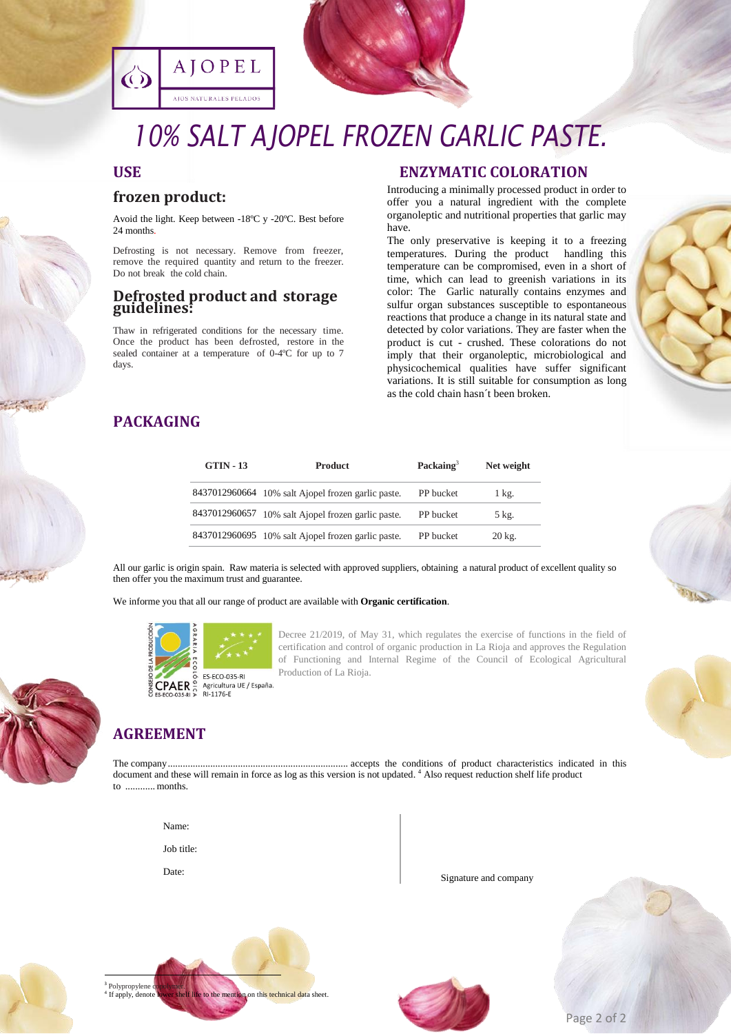AJOPEL

AJOS NATURALES PELADOS

# 10% SALT AJOPEL FROZEN GARLIC PASTE.

## USE

### frozen product:

Avoid the light. Keep between -18ºC y -20ºC. Best before 24 months.

Defrosting is not necessary. Remove from freezer, remove the required quantity and return to the freezer. Do not break the cold chain.

### Defrosted product and storage guidelines:

Thaw in refrigerated conditions for the necessary time. Once the product has been defrosted, restore in the sealed container at a temperature of 0-4ºC for up to 7 days.

## ENZYMATIC COLORATION

Introducing a minimally processed product in order to offer you a natural ingredient with the complete organoleptic and nutritional properties that garlic may have.

The only preservative is keeping it to a freezing temperatures. During the product handling this temperature can be compromised, even in a short of time, which can lead to greenish variations in its color: The Garlic naturally contains enzymes and sulfur organ substances susceptible to espontaneous reactions that produce a change in its natural state and detected by color variations. They are faster when the product is cut - crushed. These colorations do not imply that their organoleptic, microbiological and physicochemical qualities have suffer significant variations. It is still suitable for consumption as long as the cold chain hasn´t been broken.

## PACKAGING

| GTIN - 13 | Product | Packaing[3] | Net weight |
|---|---|---|---|
| 8437012960664 | 10% salt Ajopel frozen garlic paste. | PP bucket | 1 kg. |
| 8437012960657 | 10% salt Ajopel frozen garlic paste. | PP bucket | 5 kg. |
| 8437012960695 | 10% salt Ajopel frozen garlic paste. | PP bucket | 20 kg. |

All our garlic is origin spain. Raw materia is selected with approved suppliers, obtaining a natural product of excellent quality so then offer you the maximum trust and guarantee.

We informe you that all our range of product are available with **Organic certification**.

CONSEJO DE LA PRODUCCIÓN AGRARIA ECOLÓGICA CPAER ES-ECO-035-RI

ES-ECO-035-RI Agricultura UE / España. RI-1176-E

Decree 21/2019, of May 31, which regulates the exercise of functions in the field of certification and control of organic production in La Rioja and approves the Regulation of Functioning and Internal Regime of the Council of Ecological Agricultural Production of La Rioja.

## AGREEMENT

The company........................................................................ accepts the conditions of product characteristics indicated in this document and these will remain in force as long as this version is not updated. [4] Also request reduction shelf life product to ............ months.

Name:

Job title:

Date:

Signature and company

[3] Polypropylene container.
[4] If apply, denote lower shelf life to the mention on this technical data sheet.